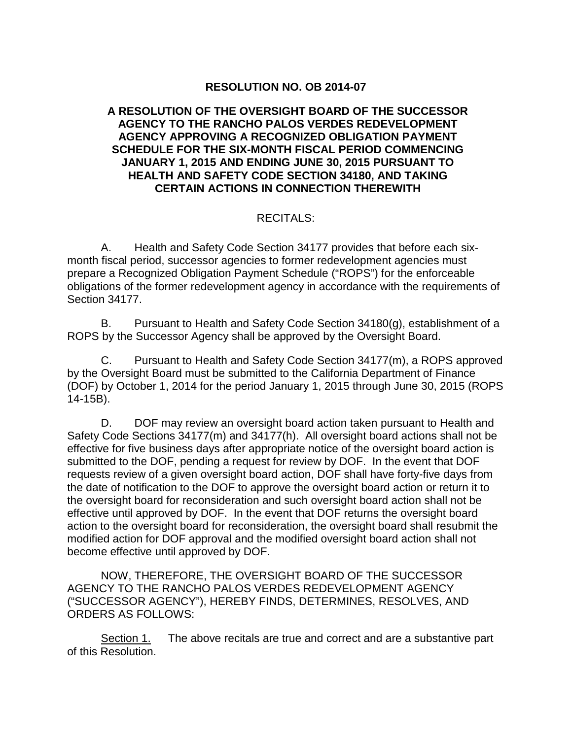# RESOLUTION NO. OB 2014-07

## A RESOLUTION OF THE OVERSIGHT BOARD OF THE SUCCESSOR AGENCY TO THE RANCHO PALOS VERDES REDEVELOPMENT AGENCY APPROVING A RECOGNIZED OBLIGATION PAYMENT SCHEDULE FOR THE SIX-MONTH FISCAL PERIOD COMMENCING JANUARY 1, 2015 AND ENDING JUNE 30, 2015 PURSUANT TO HEALTH AND SAFETY CODE SECTION 34180, AND TAKING CERTAIN ACTIONS IN CONNECTION THEREWITH

RECITALS:

A. Health and Safety Code Section 34177 provides that before each six-month fiscal period, successor agencies to former redevelopment agencies must prepare a Recognized Obligation Payment Schedule ("ROPS") for the enforceable obligations of the former redevelopment agency in accordance with the requirements of Section 34177.

B. Pursuant to Health and Safety Code Section 34180(g), establishment of a ROPS by the Successor Agency shall be approved by the Oversight Board.

C. Pursuant to Health and Safety Code Section 34177(m), a ROPS approved by the Oversight Board must be submitted to the California Department of Finance (DOF) by October 1, 2014 for the period January 1, 2015 through June 30, 2015 (ROPS 14-15B).

D. DOF may review an oversight board action taken pursuant to Health and Safety Code Sections 34177(m) and 34177(h). All oversight board actions shall not be effective for five business days after appropriate notice of the oversight board action is submitted to the DOF, pending a request for review by DOF. In the event that DOF requests review of a given oversight board action, DOF shall have forty-five days from the date of notification to the DOF to approve the oversight board action or return it to the oversight board for reconsideration and such oversight board action shall not be effective until approved by DOF. In the event that DOF returns the oversight board action to the oversight board for reconsideration, the oversight board shall resubmit the modified action for DOF approval and the modified oversight board action shall not become effective until approved by DOF.

NOW, THEREFORE, THE OVERSIGHT BOARD OF THE SUCCESSOR AGENCY TO THE RANCHO PALOS VERDES REDEVELOPMENT AGENCY ("SUCCESSOR AGENCY"), HEREBY FINDS, DETERMINES, RESOLVES, AND ORDERS AS FOLLOWS:

Section 1. The above recitals are true and correct and are a substantive part of this Resolution.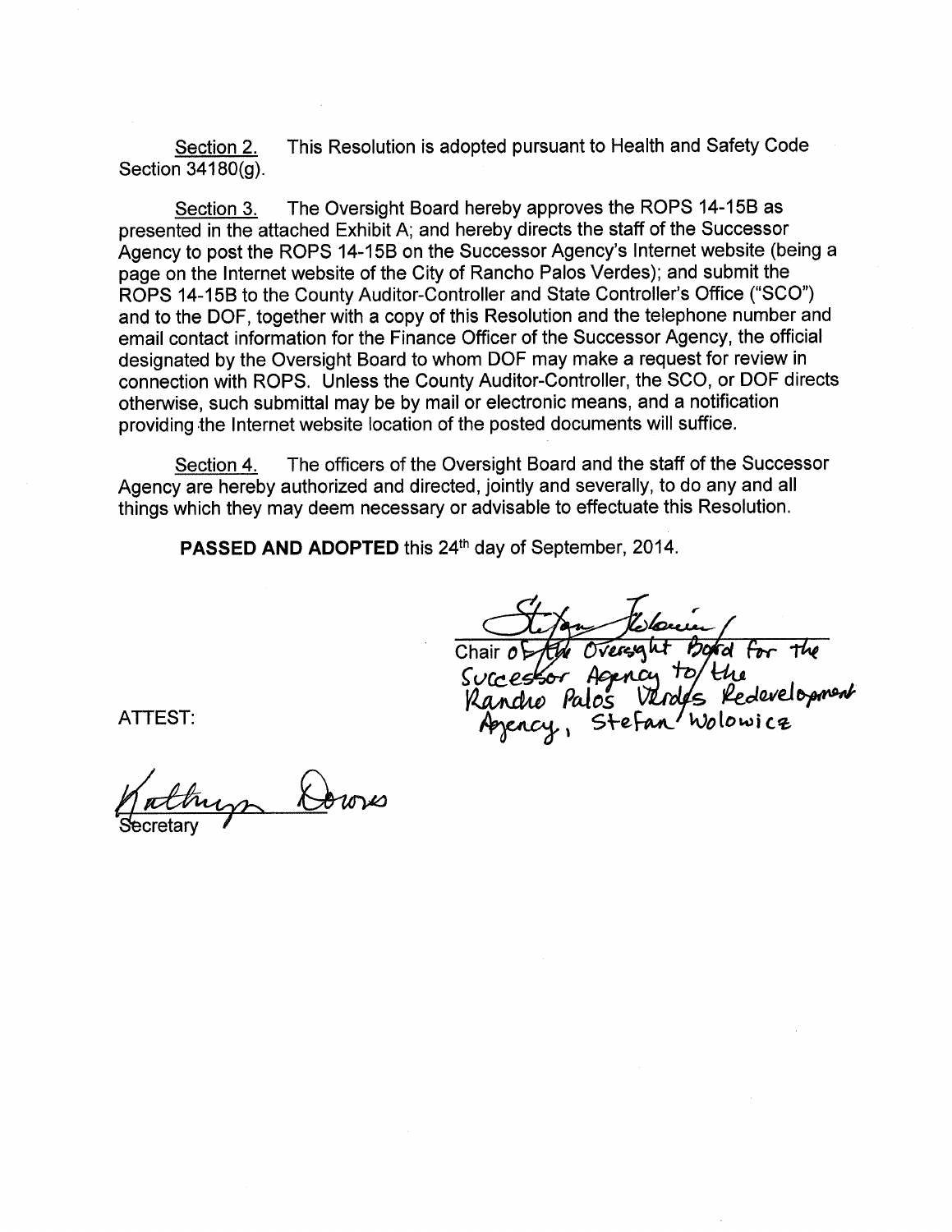<u>Section 2.</u> This Resolution is adopted pursuant to Health and Safety Code Section 34180(g).

<u>Section 3.</u> The Oversight Board hereby approves the ROPS 14-15B as presented in the attached Exhibit A; and hereby directs the staff of the Successor Agency to post the ROPS 14-15B on the Successor Agency's Internet website (being a page on the Internet website of the City of Rancho Palos Verdes); and submit the ROPS 14-15B to the County Auditor-Controller and State Controller's Office ("SCO") and to the DOF, together with a copy of this Resolution and the telephone number and email contact information for the Finance Officer of the Successor Agency, the official designated by the Oversight Board to whom DOF may make a request for review in connection with ROPS. Unless the County Auditor-Controller, the SCO, or DOF directs otherwise, such submittal may be by mail or electronic means, and a notification providing the Internet website location of the posted documents will suffice.

<u>Section 4.</u> The officers of the Oversight Board and the staff of the Successor Agency are hereby authorized and directed, jointly and severally, to do any and all things which they may deem necessary or advisable to effectuate this Resolution.

**PASSED AND ADOPTED** this 24th day of September, 2014.

Chair of the Oversight Board for the Successor Agency to the Rancho Palos Verdes Redevelopment Agency, Stefan Wolowicz

ATTEST:

Secretary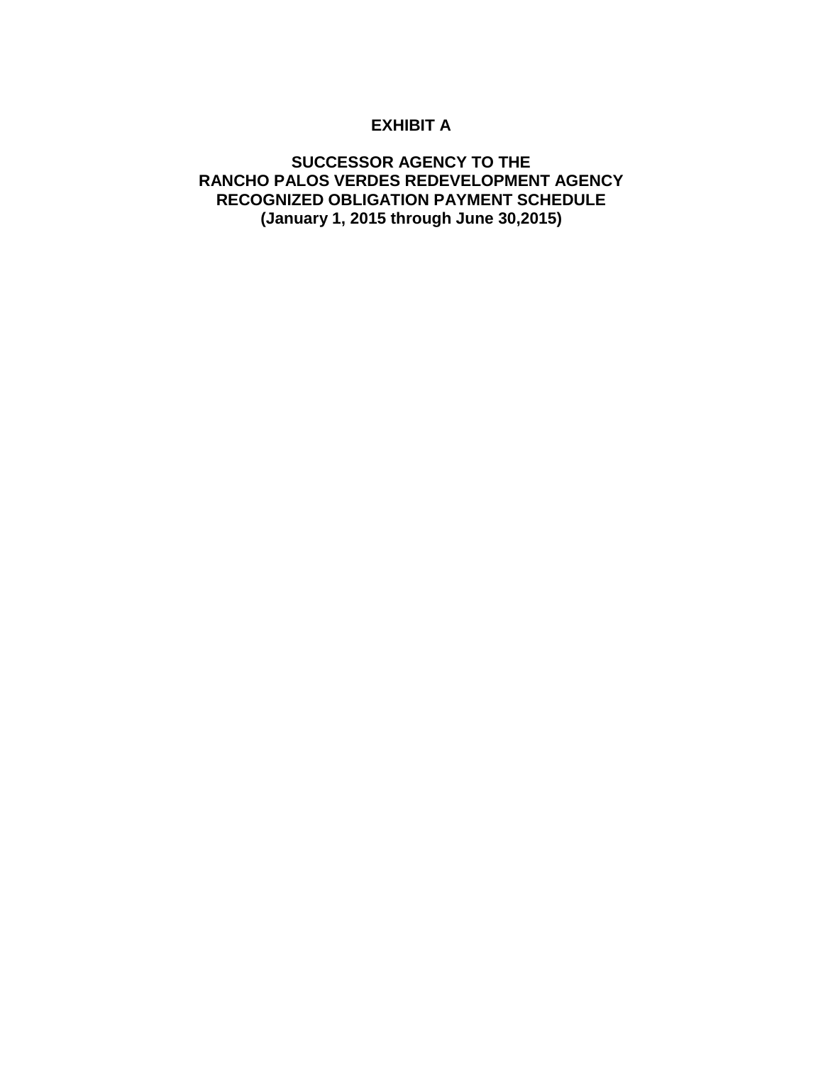# EXHIBIT A

## SUCCESSOR AGENCY TO THE RANCHO PALOS VERDES REDEVELOPMENT AGENCY RECOGNIZED OBLIGATION PAYMENT SCHEDULE (January 1, 2015 through June 30,2015)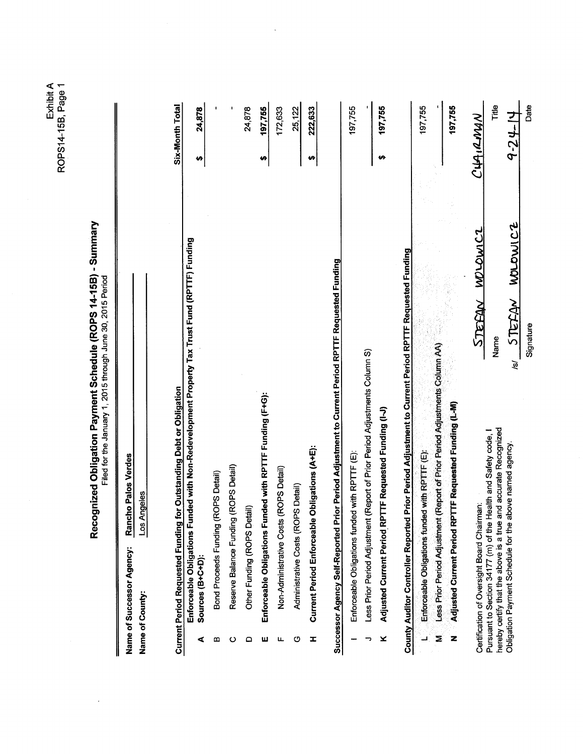Exhibit A
ROPS14-15B, Page 1

# Recognized Obligation Payment Schedule (ROPS 14-15B) - Summary

Filed for the January 1, 2015 through June 30, 2015 Period

**Name of Successor Agency:** Rancho Palos Verdes

**Name of County:** Los Angeles

| | **Current Period Requested Funding for Outstanding Debt or Obligation** | **Six-Month Total** |
|---|---|---|
| | **Enforceable Obligations Funded with Non-Redevelopment Property Tax Trust Fund (RPTTF) Funding** | |
| A | **Sources (B+C+D):** | **$ 24,878** |
| B | Bond Proceeds Funding (ROPS Detail) | - |
| C | Reserve Balance Funding (ROPS Detail) | - |
| D | Other Funding (ROPS Detail) | 24,878 |
| E | **Enforceable Obligations Funded with RPTTF Funding (F+G):** | **$ 197,755** |
| F | Non-Administrative Costs (ROPS Detail) | 172,633 |
| G | Administrative Costs (ROPS Detail) | 25,122 |
| H | **Current Period Enforceable Obligations (A+E):** | **$ 222,633** |
| | **Successor Agency Self-Reported Prior Period Adjustment to Current Period RPTTF Requested Funding** | |
| I | Enforceable Obligations funded with RPTTF (E): | 197,755 |
| J | Less Prior Period Adjustment (Report of Prior Period Adjustments Column S) | - |
| K | **Adjusted Current Period RPTTF Requested Funding (I-J)** | **$ 197,755** |
| | **County Auditor Controller Reported Prior Period Adjustment to Current Period RPTTF Requested Funding** | |
| L | Enforceable Obligations funded with RPTTF (E): | 197,755 |
| M | Less Prior Period Adjustment (Report of Prior Period Adjustments Column AA) | - |
| N | **Adjusted Current Period RPTTF Requested Funding (L-M)** | 197,755 |

Certification of Oversight Board Chairman:
Pursuant to Section 34177 (m) of the Health and Safety code, I hereby certify that the above is a true and accurate Recognized Obligation Payment Schedule for the above named agency.

| STEFAN WOLOWICZ | CHAIRMAN |
|---|---|
| Name | Title |
| /s/ STEFAN WOLOWICZ | 9-24-14 |
| Signature | Date |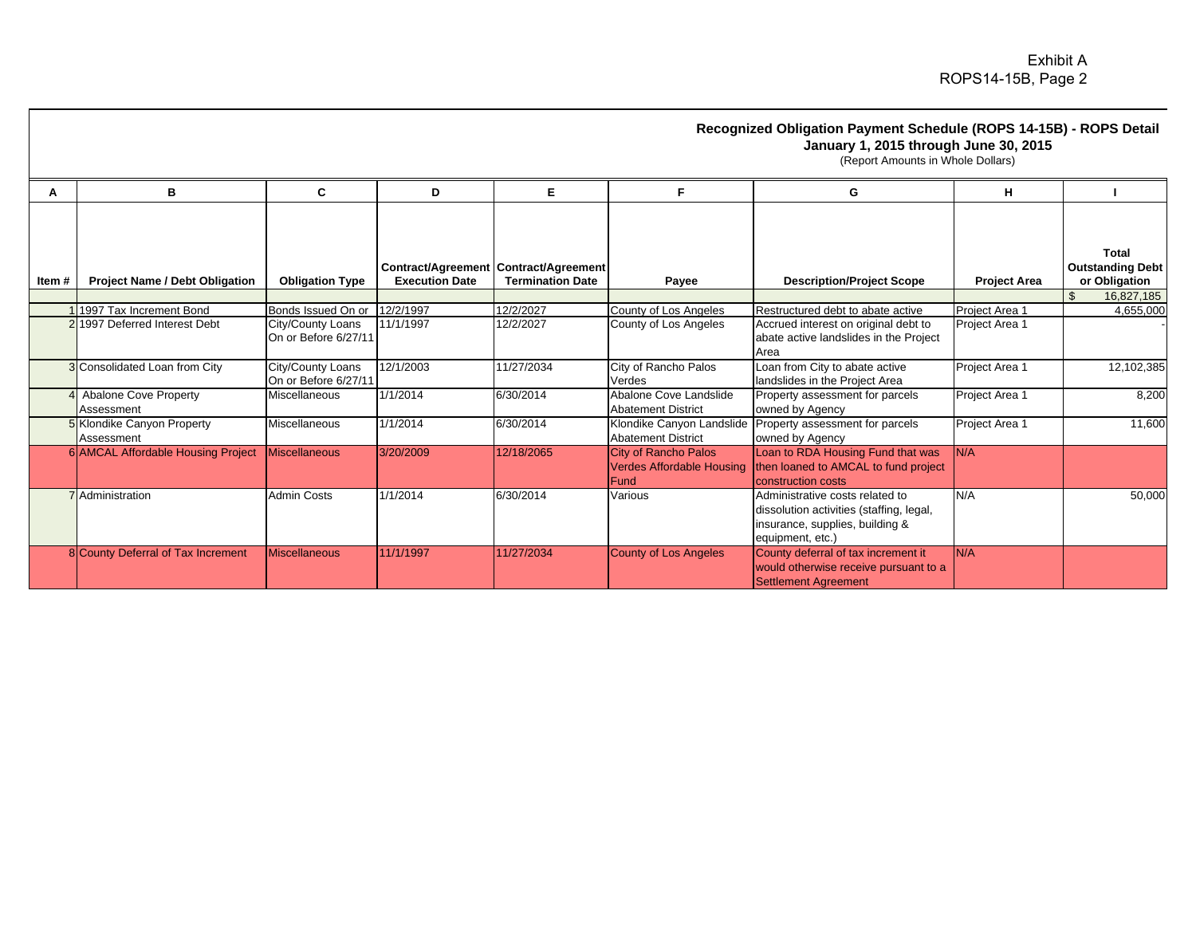Exhibit A
ROPS14-15B, Page 2

## Recognized Obligation Payment Schedule (ROPS 14-15B) - ROPS Detail

**January 1, 2015 through June 30, 2015**

(Report Amounts in Whole Dollars)

| A | B | C | D | E | F | G | H | I |
|---|---|---|---|---|---|---|---|---|
| Item # | Project Name / Debt Obligation | Obligation Type | Contract/Agreement Execution Date | Contract/Agreement Termination Date | Payee | Description/Project Scope | Project Area | Total Outstanding Debt or Obligation |
| | | | | | | | | $ 16,827,185 |
| 1 | 1997 Tax Increment Bond | Bonds Issued On or | 12/2/1997 | 12/2/2027 | County of Los Angeles | Restructured debt to abate active | Project Area 1 | 4,655,000 |
| 2 | 1997 Deferred Interest Debt | City/County Loans On or Before 6/27/11 | 11/1/1997 | 12/2/2027 | County of Los Angeles | Accrued interest on original debt to abate active landslides in the Project Area | Project Area 1 | - |
| 3 | Consolidated Loan from City | City/County Loans On or Before 6/27/11 | 12/1/2003 | 11/27/2034 | City of Rancho Palos Verdes | Loan from City to abate active landslides in the Project Area | Project Area 1 | 12,102,385 |
| 4 | Abalone Cove Property Assessment | Miscellaneous | 1/1/2014 | 6/30/2014 | Abalone Cove Landslide Abatement District | Property assessment for parcels owned by Agency | Project Area 1 | 8,200 |
| 5 | Klondike Canyon Property Assessment | Miscellaneous | 1/1/2014 | 6/30/2014 | Klondike Canyon Landslide Abatement District | Property assessment for parcels owned by Agency | Project Area 1 | 11,600 |
| 6 | AMCAL Affordable Housing Project | Miscellaneous | 3/20/2009 | 12/18/2065 | City of Rancho Palos Verdes Affordable Housing Fund | Loan to RDA Housing Fund that was then loaned to AMCAL to fund project construction costs | N/A | |
| 7 | Administration | Admin Costs | 1/1/2014 | 6/30/2014 | Various | Administrative costs related to dissolution activities (staffing, legal, insurance, supplies, building & equipment, etc.) | N/A | 50,000 |
| 8 | County Deferral of Tax Increment | Miscellaneous | 11/1/1997 | 11/27/2034 | County of Los Angeles | County deferral of tax increment it would otherwise receive pursuant to a Settlement Agreement | N/A | |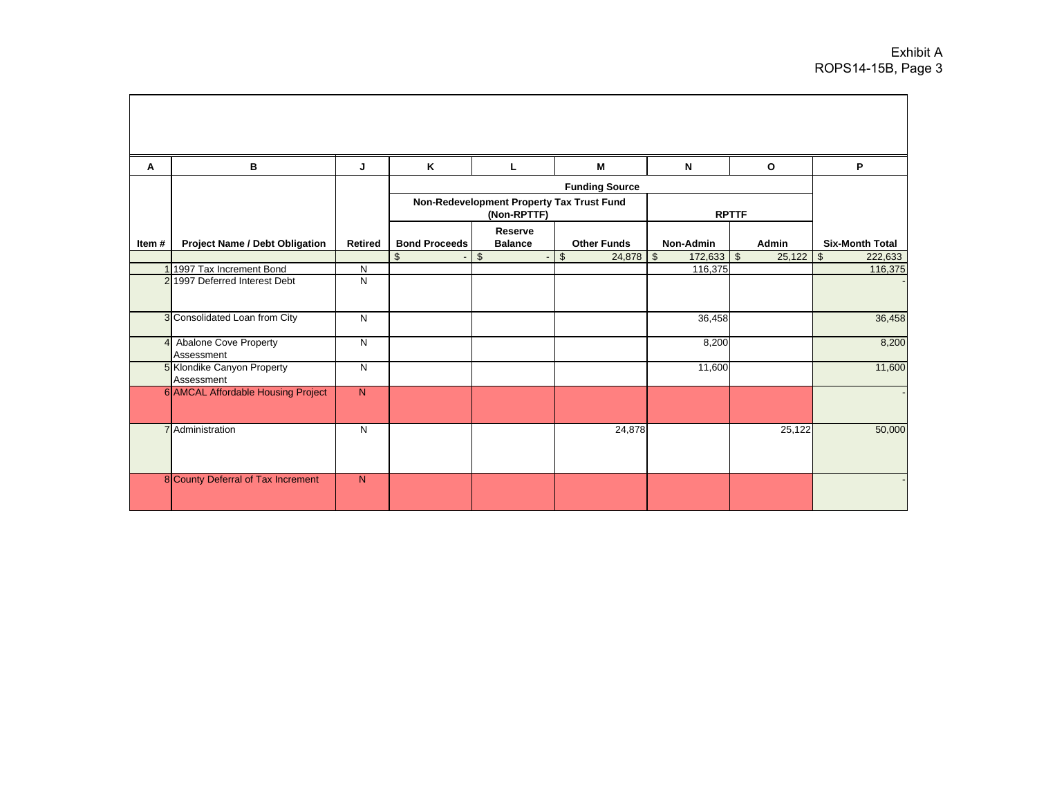Exhibit A
ROPS14-15B, Page 3

| A | B | J | K | L | M | N | O | P |
|---|---|---|---|---|---|---|---|---|
| | | | Funding Source | | | | | |
| | | | Non-Redevelopment Property Tax Trust Fund (Non-RPTTF) | | | RPTTF | | |
| Item # | Project Name / Debt Obligation | Retired | Bond Proceeds | Reserve Balance | Other Funds | Non-Admin | Admin | Six-Month Total |
| | | | $ - | $ - | $ 24,878 | $ 172,633 | $ 25,122 | $ 222,633 |
| 1 | 1997 Tax Increment Bond | N | | | | 116,375 | | 116,375 |
| 2 | 1997 Deferred Interest Debt | N | | | | | | - |
| 3 | Consolidated Loan from City | N | | | | 36,458 | | 36,458 |
| 4 | Abalone Cove Property Assessment | N | | | | 8,200 | | 8,200 |
| 5 | Klondike Canyon Property Assessment | N | | | | 11,600 | | 11,600 |
| 6 | AMCAL Affordable Housing Project | N | | | | | | - |
| 7 | Administration | N | | | 24,878 | | 25,122 | 50,000 |
| 8 | County Deferral of Tax Increment | N | | | | | | - |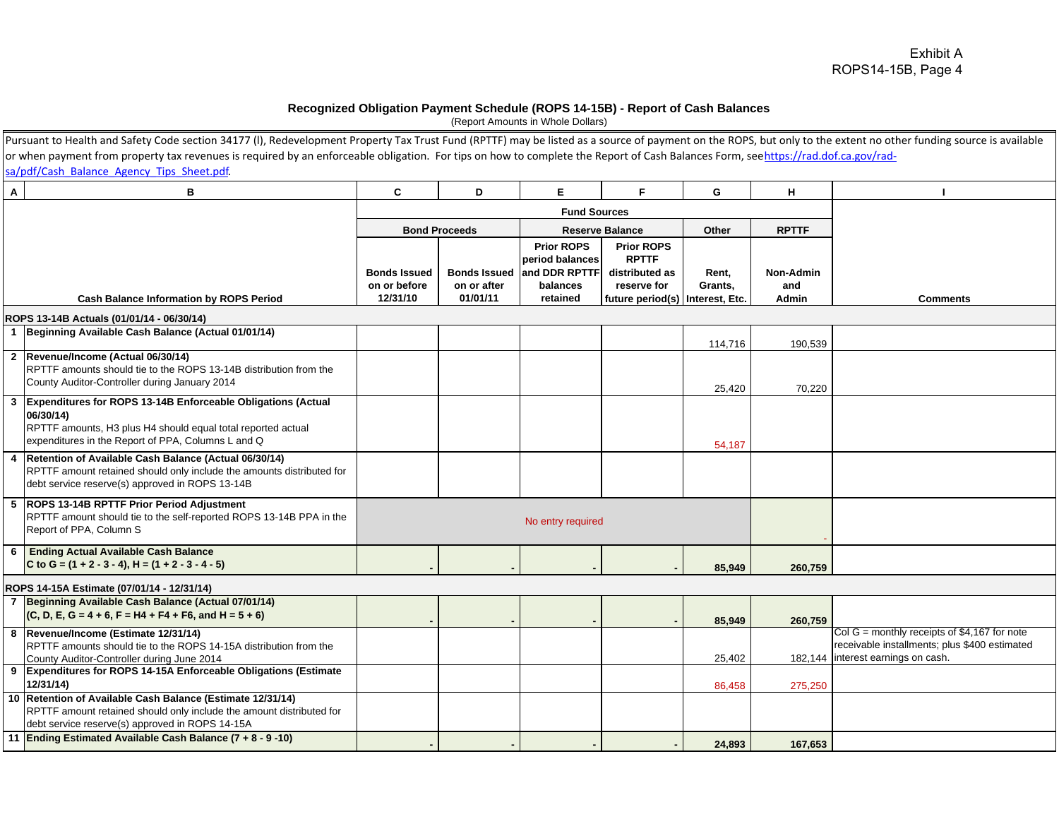Exhibit A
ROPS14-15B, Page 4

## Recognized Obligation Payment Schedule (ROPS 14-15B) - Report of Cash Balances

(Report Amounts in Whole Dollars)

Pursuant to Health and Safety Code section 34177 (l), Redevelopment Property Tax Trust Fund (RPTTF) may be listed as a source of payment on the ROPS, but only to the extent no other funding source is available or when payment from property tax revenues is required by an enforceable obligation. For tips on how to complete the Report of Cash Balances Form, see https://rad.dof.ca.gov/rad-sa/pdf/Cash_Balance_Agency_Tips_Sheet.pdf.

| A | B | C | D | E | F | G | H | I |
|---|---|---|---|---|---|---|---|---|
| | | Fund Sources | | | | | | |
| | | Bond Proceeds | | Reserve Balance | | Other | RPTTF | |
| | Cash Balance Information by ROPS Period | Bonds Issued on or before 12/31/10 | Bonds Issued on or after 01/01/11 | Prior ROPS period balances and DDR RPTTF balances retained | Prior ROPS RPTTF distributed as reserve for future period(s) | Rent, Grants, Interest, Etc. | Non-Admin and Admin | Comments |
| | **ROPS 13-14B Actuals (01/01/14 - 06/30/14)** | | | | | | | |
| 1 | **Beginning Available Cash Balance (Actual 01/01/14)** | | | | | 114,716 | 190,539 | |
| 2 | **Revenue/Income (Actual 06/30/14)** RPTTF amounts should tie to the ROPS 13-14B distribution from the County Auditor-Controller during January 2014 | | | | | 25,420 | 70,220 | |
| 3 | **Expenditures for ROPS 13-14B Enforceable Obligations (Actual 06/30/14)** RPTTF amounts, H3 plus H4 should equal total reported actual expenditures in the Report of PPA, Columns L and Q | | | | | 54,187 | | |
| 4 | **Retention of Available Cash Balance (Actual 06/30/14)** RPTTF amount retained should only include the amounts distributed for debt service reserve(s) approved in ROPS 13-14B | | | | | | | |
| 5 | **ROPS 13-14B RPTTF Prior Period Adjustment** RPTTF amount should tie to the self-reported ROPS 13-14B PPA in the Report of PPA, Column S | No entry required | | | | | - | |
| 6 | **Ending Actual Available Cash Balance** **C to G = (1 + 2 - 3 - 4), H = (1 + 2 - 3 - 4 - 5)** | - | - | - | - | **85,949** | **260,759** | |
| | **ROPS 14-15A Estimate (07/01/14 - 12/31/14)** | | | | | | | |
| 7 | **Beginning Available Cash Balance (Actual 07/01/14)** **(C, D, E, G = 4 + 6, F = H4 + F4 + F6, and H = 5 + 6)** | - | - | - | - | **85,949** | **260,759** | |
| 8 | **Revenue/Income (Estimate 12/31/14)** RPTTF amounts should tie to the ROPS 14-15A distribution from the County Auditor-Controller during June 2014 | | | | | 25,402 | 182,144 | Col G = monthly receipts of $4,167 for note receivable installments; plus $400 estimated interest earnings on cash. |
| 9 | **Expenditures for ROPS 14-15A Enforceable Obligations (Estimate 12/31/14)** | | | | | 86,458 | 275,250 | |
| 10 | **Retention of Available Cash Balance (Estimate 12/31/14)** RPTTF amount retained should only include the amount distributed for debt service reserve(s) approved in ROPS 14-15A | | | | | | | |
| 11 | **Ending Estimated Available Cash Balance (7 + 8 - 9 -10)** | - | - | - | - | **24,893** | **167,653** | |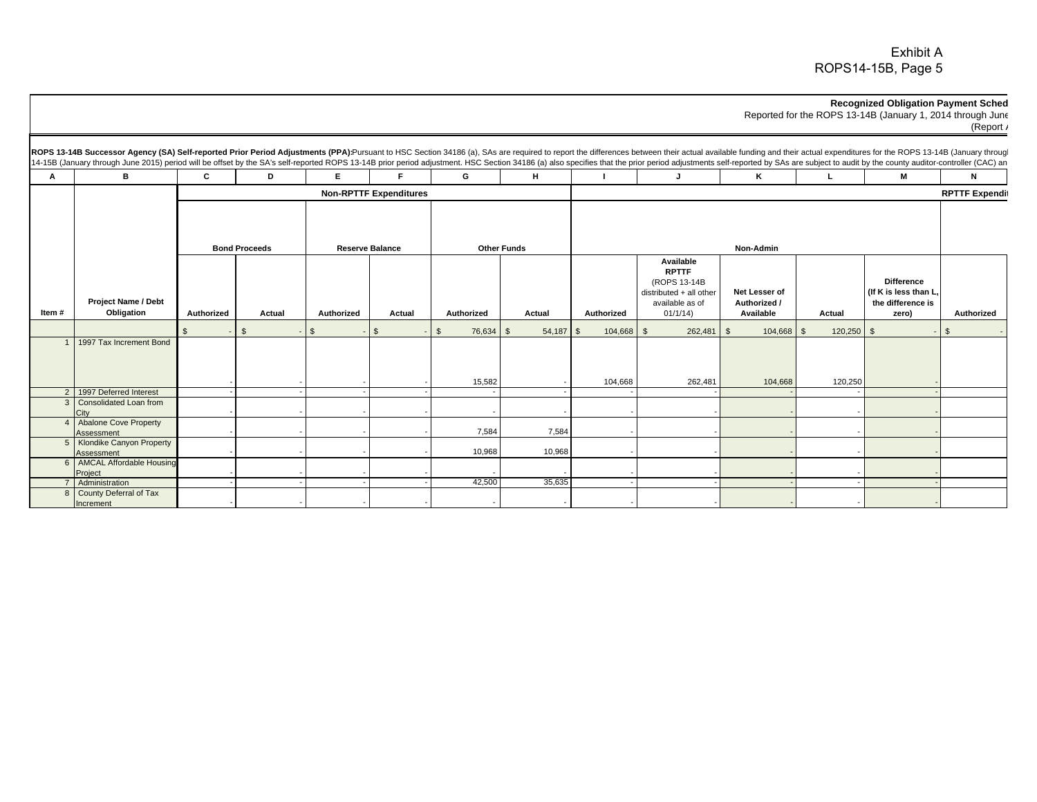Exhibit A
ROPS14-15B, Page 5

**Recognized Obligation Payment Sched**
Reported for the ROPS 13-14B (January 1, 2014 through June
(Report /

**ROPS 13-14B Successor Agency (SA) Self-reported Prior Period Adjustments (PPA):** Pursuant to HSC Section 34186 (a), SAs are required to report the differences between their actual available funding and their actual expenditures for the ROPS 13-14B (January throug 14-15B (January through June 2015) period will be offset by the SA's self-reported ROPS 13-14B prior period adjustment. HSC Section 34186 (a) also specifies that the prior period adjustments self-reported by SAs are subject to audit by the county auditor-controller (CAC) an

| A | B | C | D | E | F | G | H | I | J | K | L | M | N |
|---|---|---|---|---|---|---|---|---|---|---|---|---|---|
| | | Non-RPTTF Expenditures | | | | | | RPTTF Expendit | | | | | |
| | | Bond Proceeds | | Reserve Balance | | Other Funds | | Non-Admin | | | | | |
| Item # | Project Name / Debt Obligation | Authorized | Actual | Authorized | Actual | Authorized | Actual | Authorized | Available RPTTF (ROPS 13-14B distributed + all other available as of 01/1/14) | Net Lesser of Authorized / Available | Actual | Difference (If K is less than L, the difference is zero) | Authorized |
| | | $ - | $ - | $ - | $ - | $ 76,634 | $ 54,187 | $ 104,668 | $ 262,481 | $ 104,668 | $ 120,250 | $ - | $ - |
| 1 | 1997 Tax Increment Bond | - | - | - | - | 15,582 | - | 104,668 | 262,481 | 104,668 | 120,250 | - | |
| 2 | 1997 Deferred Interest | - | - | - | - | - | - | - | - | - | - | - | |
| 3 | Consolidated Loan from City | - | - | - | - | - | - | - | - | - | - | - | |
| 4 | Abalone Cove Property Assessment | - | - | - | - | 7,584 | 7,584 | - | - | - | - | - | |
| 5 | Klondike Canyon Property Assessment | - | - | - | - | 10,968 | 10,968 | - | - | - | - | - | |
| 6 | AMCAL Affordable Housing Project | - | - | - | - | - | - | - | - | - | - | - | |
| 7 | Administration | - | - | - | - | 42,500 | 35,635 | - | - | - | - | - | |
| 8 | County Deferral of Tax Increment | - | - | - | - | - | - | - | - | - | - | - | |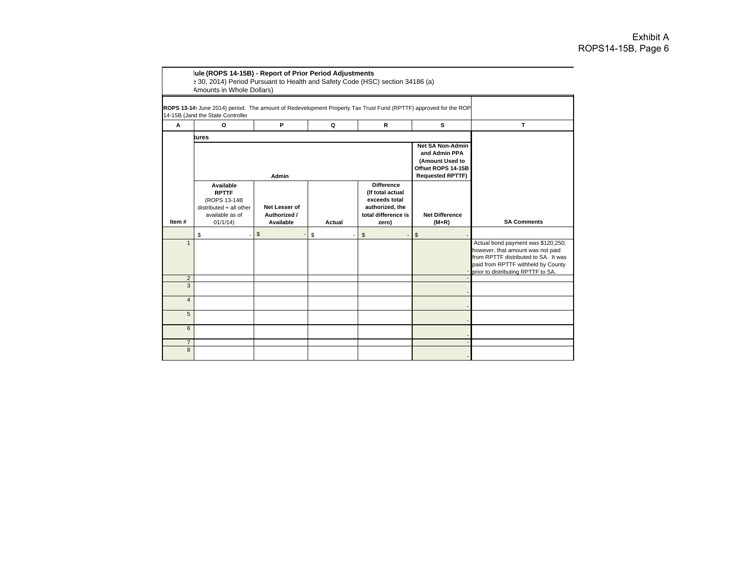Exhibit A
ROPS14-15B, Page 6

**lule (ROPS 14-15B) - Report of Prior Period Adjustments**
ɛ 30, 2014) Period Pursuant to Health and Safety Code (HSC) section 34186 (a)
Amounts in Whole Dollars)

**ROPS 13-14** 1 June 2014) period. The amount of Redevelopment Property Tax Trust Fund (RPTTF) approved for the ROP 14-15B (Jand the State Controller

| A | O | P | Q | R | S | T |
|---|---|---|---|---|---|---|
| | **tures** | | | | | |
| | **Admin** | | | | **Net SA Non-Admin and Admin PPA (Amount Used to Offset ROPS 14-15B Requested RPTTF)** | |
| **Item #** | **Available RPTTF** (ROPS 13-14B distributed + all other available as of 01/1/14) | **Net Lesser of Authorized / Available** | **Actual** | **Difference (If total actual exceeds total authorized, the total difference is zero)** | **Net Difference (M+R)** | **SA Comments** |
| | $ - | $ - | $ - | $ - | $ - | |
| 1 | | | | | - | Actual bond payment was $120,250; however, that amount was not paid from RPTTF distributed to SA. It was paid from RPTTF withheld by County prior to distributing RPTTF to SA. |
| 2 | | | | | - | |
| 3 | | | | | - | |
| 4 | | | | | - | |
| 5 | | | | | - | |
| 6 | | | | | - | |
| 7 | | | | | - | |
| 8 | | | | | - | |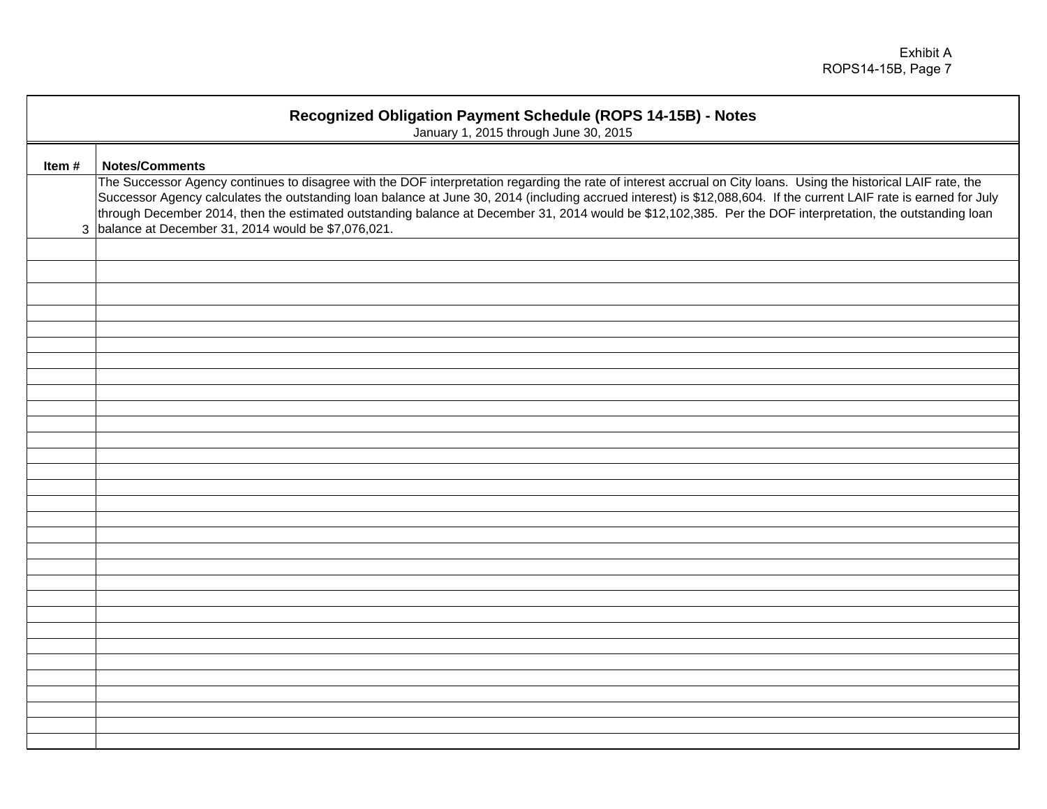Exhibit A
ROPS14-15B, Page 7

| Recognized Obligation Payment Schedule (ROPS 14-15B) - Notes<br>January 1, 2015 through June 30, 2015 | |
|---|---|
| **Item #** | **Notes/Comments** |
| 3 | The Successor Agency continues to disagree with the DOF interpretation regarding the rate of interest accrual on City loans. Using the historical LAIF rate, the Successor Agency calculates the outstanding loan balance at June 30, 2014 (including accrued interest) is $12,088,604. If the current LAIF rate is earned for July through December 2014, then the estimated outstanding balance at December 31, 2014 would be $12,102,385. Per the DOF interpretation, the outstanding loan balance at December 31, 2014 would be $7,076,021. |